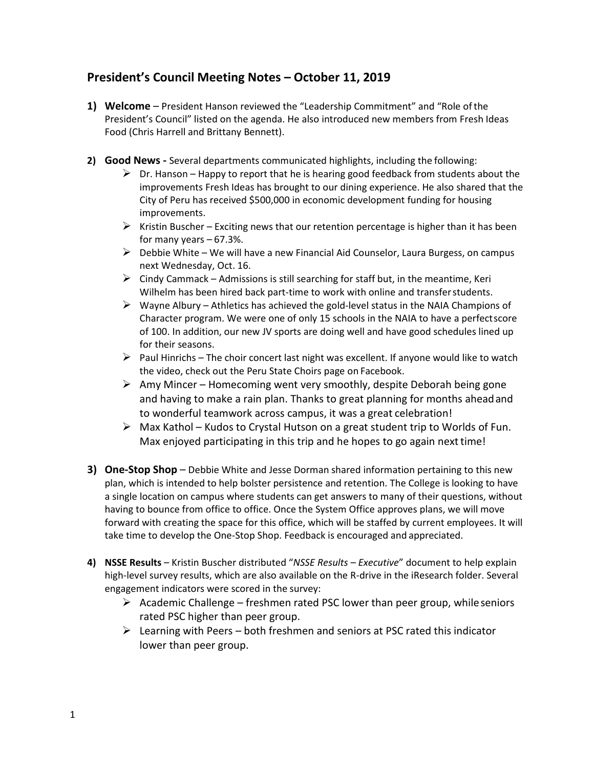## President's Council Meeting Notes – October 11, 2019

1) **Welcome** – President Hanson reviewed the "Leadership Commitment" and "Role of the President's Council" listed on the agenda. He also introduced new members from Fresh Ideas Food (Chris Harrell and Brittany Bennett).

2) **Good News -** Several departments communicated highlights, including the following:
   - Dr. Hanson – Happy to report that he is hearing good feedback from students about the improvements Fresh Ideas has brought to our dining experience. He also shared that the City of Peru has received $500,000 in economic development funding for housing improvements.
   - Kristin Buscher – Exciting news that our retention percentage is higher than it has been for many years – 67.3%.
   - Debbie White – We will have a new Financial Aid Counselor, Laura Burgess, on campus next Wednesday, Oct. 16.
   - Cindy Cammack – Admissions is still searching for staff but, in the meantime, Keri Wilhelm has been hired back part-time to work with online and transfer students.
   - Wayne Albury – Athletics has achieved the gold-level status in the NAIA Champions of Character program. We were one of only 15 schools in the NAIA to have a perfect score of 100. In addition, our new JV sports are doing well and have good schedules lined up for their seasons.
   - Paul Hinrichs – The choir concert last night was excellent. If anyone would like to watch the video, check out the Peru State Choirs page on Facebook.
   - Amy Mincer – Homecoming went very smoothly, despite Deborah being gone and having to make a rain plan. Thanks to great planning for months ahead and to wonderful teamwork across campus, it was a great celebration!
   - Max Kathol – Kudos to Crystal Hutson on a great student trip to Worlds of Fun. Max enjoyed participating in this trip and he hopes to go again next time!

3) **One-Stop Shop** – Debbie White and Jesse Dorman shared information pertaining to this new plan, which is intended to help bolster persistence and retention. The College is looking to have a single location on campus where students can get answers to many of their questions, without having to bounce from office to office. Once the System Office approves plans, we will move forward with creating the space for this office, which will be staffed by current employees. It will take time to develop the One-Stop Shop. Feedback is encouraged and appreciated.

4) **NSSE Results** – Kristin Buscher distributed "*NSSE Results – Executive*" document to help explain high-level survey results, which are also available on the R-drive in the iResearch folder. Several engagement indicators were scored in the survey:
   - Academic Challenge – freshmen rated PSC lower than peer group, while seniors rated PSC higher than peer group.
   - Learning with Peers – both freshmen and seniors at PSC rated this indicator lower than peer group.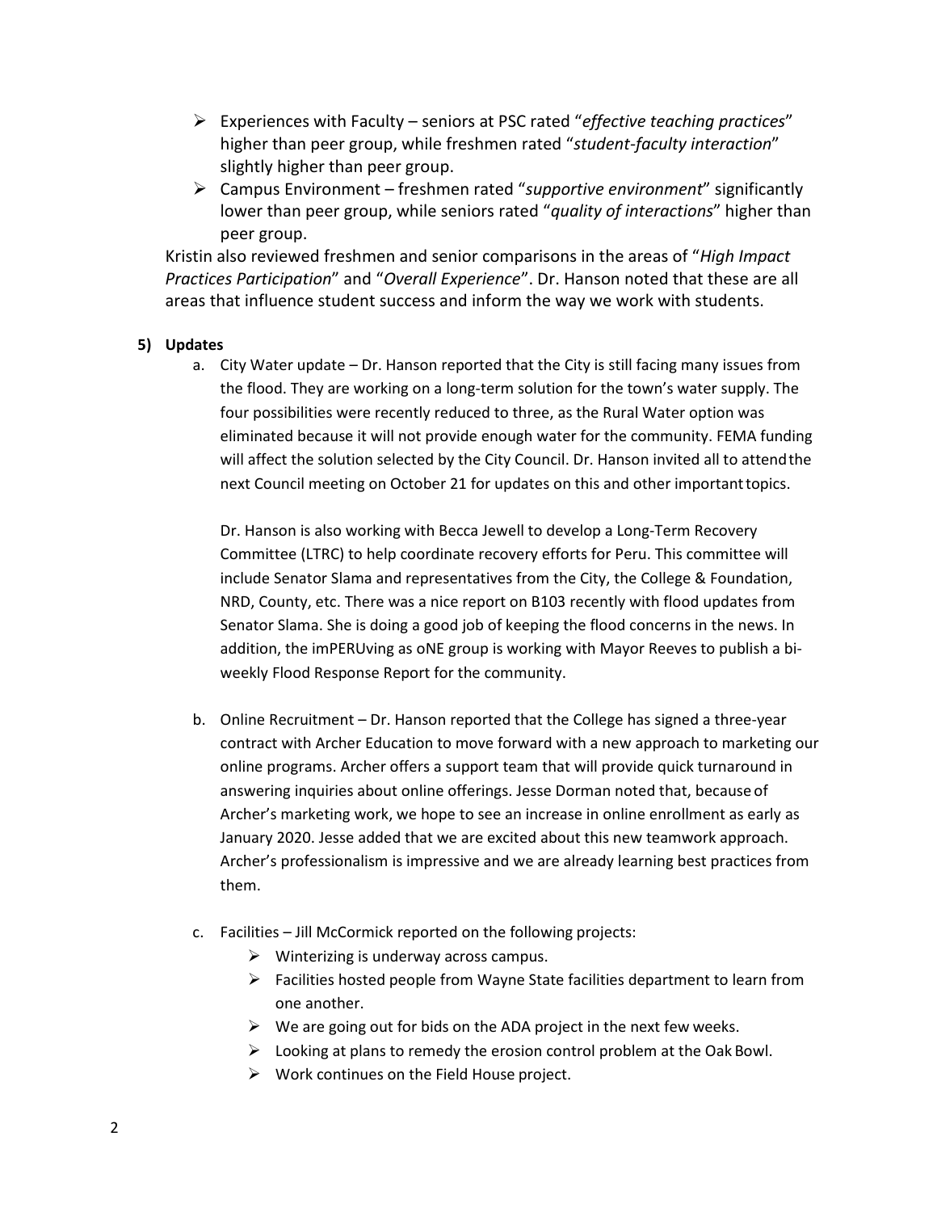- Experiences with Faculty – seniors at PSC rated "*effective teaching practices*" higher than peer group, while freshmen rated "*student-faculty interaction*" slightly higher than peer group.
- Campus Environment – freshmen rated "*supportive environment*" significantly lower than peer group, while seniors rated "*quality of interactions*" higher than peer group.

Kristin also reviewed freshmen and senior comparisons in the areas of "*High Impact Practices Participation*" and "*Overall Experience*". Dr. Hanson noted that these are all areas that influence student success and inform the way we work with students.

**5) Updates**

a. City Water update – Dr. Hanson reported that the City is still facing many issues from the flood. They are working on a long-term solution for the town's water supply. The four possibilities were recently reduced to three, as the Rural Water option was eliminated because it will not provide enough water for the community. FEMA funding will affect the solution selected by the City Council. Dr. Hanson invited all to attend the next Council meeting on October 21 for updates on this and other important topics.

   Dr. Hanson is also working with Becca Jewell to develop a Long-Term Recovery Committee (LTRC) to help coordinate recovery efforts for Peru. This committee will include Senator Slama and representatives from the City, the College & Foundation, NRD, County, etc. There was a nice report on B103 recently with flood updates from Senator Slama. She is doing a good job of keeping the flood concerns in the news. In addition, the imPERUving as oNE group is working with Mayor Reeves to publish a bi-weekly Flood Response Report for the community.

b. Online Recruitment – Dr. Hanson reported that the College has signed a three-year contract with Archer Education to move forward with a new approach to marketing our online programs. Archer offers a support team that will provide quick turnaround in answering inquiries about online offerings. Jesse Dorman noted that, because of Archer's marketing work, we hope to see an increase in online enrollment as early as January 2020. Jesse added that we are excited about this new teamwork approach. Archer's professionalism is impressive and we are already learning best practices from them.

c. Facilities – Jill McCormick reported on the following projects:
   - Winterizing is underway across campus.
   - Facilities hosted people from Wayne State facilities department to learn from one another.
   - We are going out for bids on the ADA project in the next few weeks.
   - Looking at plans to remedy the erosion control problem at the Oak Bowl.
   - Work continues on the Field House project.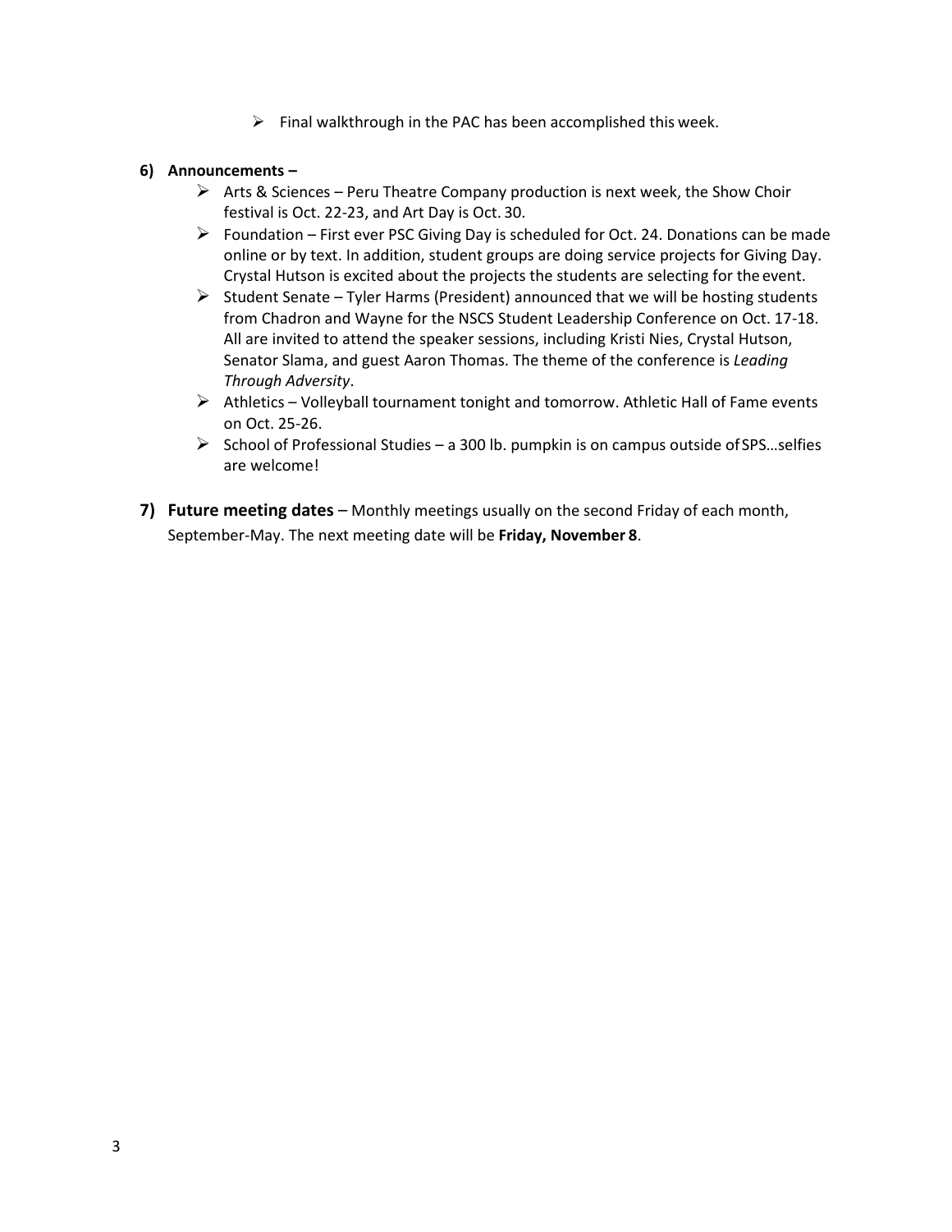- Final walkthrough in the PAC has been accomplished this week.

**6) Announcements –**

- Arts & Sciences – Peru Theatre Company production is next week, the Show Choir festival is Oct. 22-23, and Art Day is Oct. 30.
- Foundation – First ever PSC Giving Day is scheduled for Oct. 24. Donations can be made online or by text. In addition, student groups are doing service projects for Giving Day. Crystal Hutson is excited about the projects the students are selecting for the event.
- Student Senate – Tyler Harms (President) announced that we will be hosting students from Chadron and Wayne for the NSCS Student Leadership Conference on Oct. 17-18. All are invited to attend the speaker sessions, including Kristi Nies, Crystal Hutson, Senator Slama, and guest Aaron Thomas. The theme of the conference is *Leading Through Adversity*.
- Athletics – Volleyball tournament tonight and tomorrow. Athletic Hall of Fame events on Oct. 25-26.
- School of Professional Studies – a 300 lb. pumpkin is on campus outside of SPS…selfies are welcome!

**7) Future meeting dates** – Monthly meetings usually on the second Friday of each month, September-May. The next meeting date will be **Friday, November 8**.